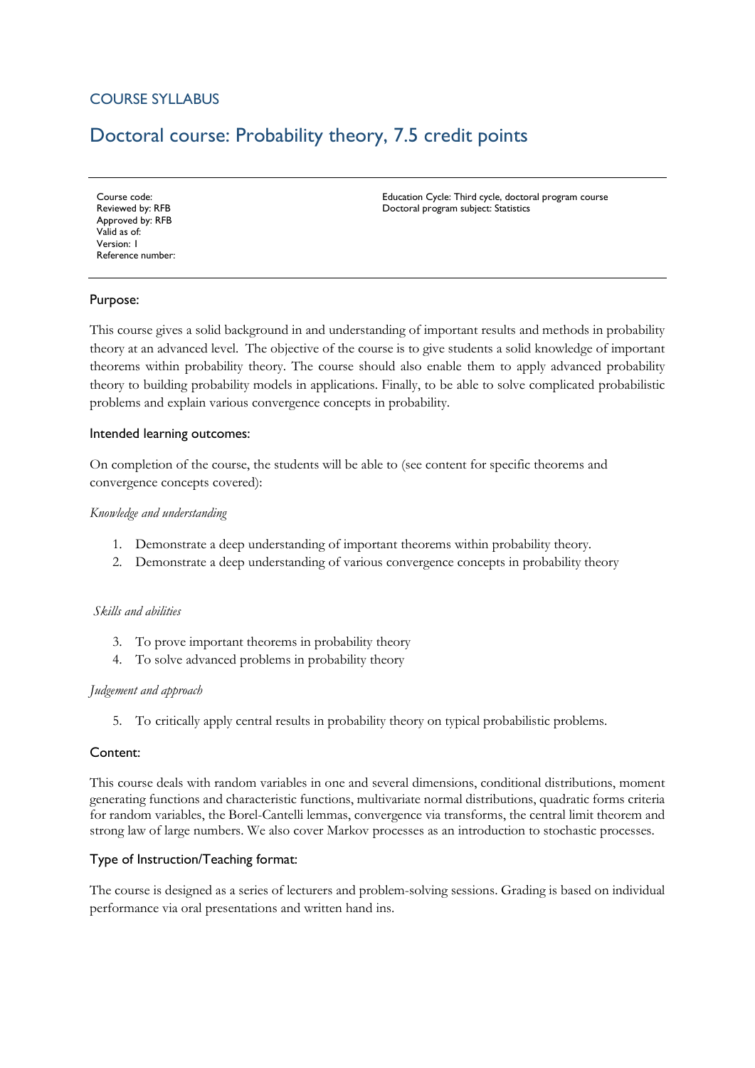COURSE SYLLABUS

# Doctoral course: Probability theory, 7.5 credit points

| | |
|---|---|
| Course code:<br>Reviewed by: RFB<br>Approved by: RFB<br>Valid as of:<br>Version: 1<br>Reference number: | Education Cycle: Third cycle, doctoral program course<br>Doctoral program subject: Statistics |

## Purpose:

This course gives a solid background in and understanding of important results and methods in probability theory at an advanced level. The objective of the course is to give students a solid knowledge of important theorems within probability theory. The course should also enable them to apply advanced probability theory to building probability models in applications. Finally, to be able to solve complicated probabilistic problems and explain various convergence concepts in probability.

## Intended learning outcomes:

On completion of the course, the students will be able to (see content for specific theorems and convergence concepts covered):

*Knowledge and understanding*

1. Demonstrate a deep understanding of important theorems within probability theory.
2. Demonstrate a deep understanding of various convergence concepts in probability theory

*Skills and abilities*

3. To prove important theorems in probability theory
4. To solve advanced problems in probability theory

*Judgement and approach*

5. To critically apply central results in probability theory on typical probabilistic problems.

## Content:

This course deals with random variables in one and several dimensions, conditional distributions, moment generating functions and characteristic functions, multivariate normal distributions, quadratic forms criteria for random variables, the Borel-Cantelli lemmas, convergence via transforms, the central limit theorem and strong law of large numbers. We also cover Markov processes as an introduction to stochastic processes.

## Type of Instruction/Teaching format:

The course is designed as a series of lecturers and problem-solving sessions. Grading is based on individual performance via oral presentations and written hand ins.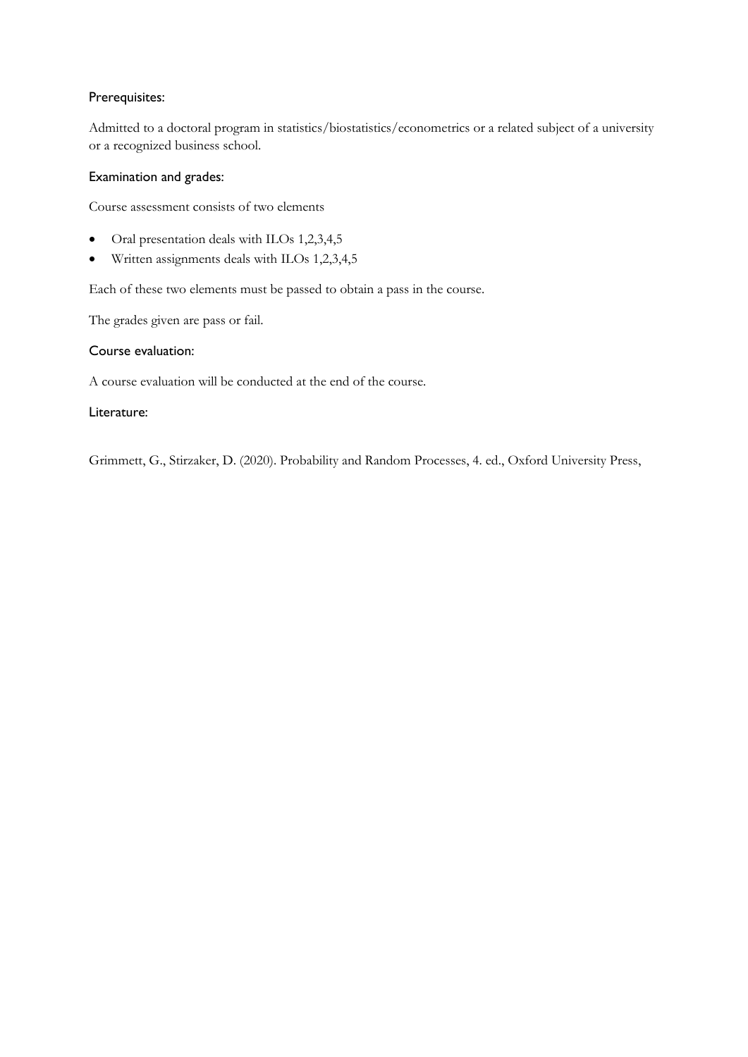### Prerequisites:

Admitted to a doctoral program in statistics/biostatistics/econometrics or a related subject of a university or a recognized business school.

### Examination and grades:

Course assessment consists of two elements

- Oral presentation deals with ILOs 1,2,3,4,5
- Written assignments deals with ILOs 1,2,3,4,5

Each of these two elements must be passed to obtain a pass in the course.

The grades given are pass or fail.

### Course evaluation:

A course evaluation will be conducted at the end of the course.

### Literature:

Grimmett, G., Stirzaker, D. (2020). Probability and Random Processes, 4. ed., Oxford University Press,